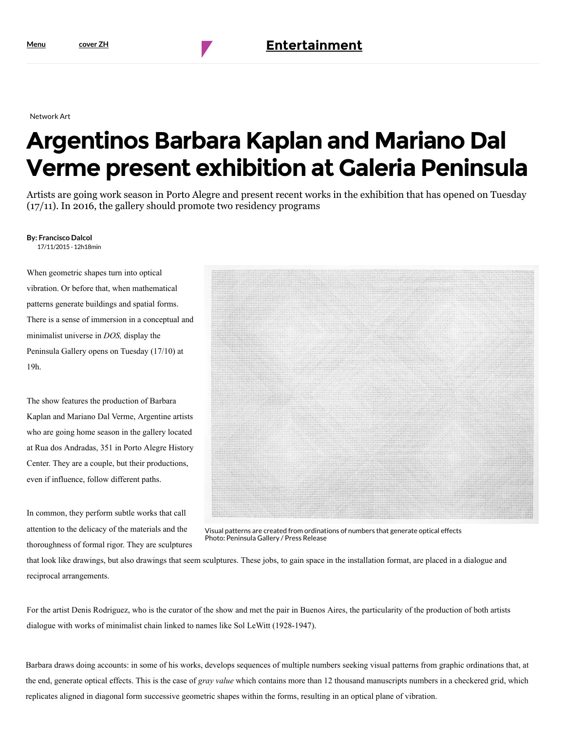Network Art

# Argentinos Barbara Kaplan and Mariano Dal Verme present exhibition at Galeria Peninsula

Artists are going work season in Porto Alegre and present recent works in the exhibition that has opened on Tuesday (17/11). In 2016, the gallery should promote two residency programs

**By: Francisco Dalcol**
17/11/2015 - 12h18min

When geometric shapes turn into optical vibration. Or before that, when mathematical patterns generate buildings and spatial forms. There is a sense of immersion in a conceptual and minimalist universe in *DOS,* display the Peninsula Gallery opens on Tuesday (17/10) at 19h.

Visual patterns are created from ordinations of numbers that generate optical effects
Photo: Peninsula Gallery / Press Release

The show features the production of Barbara Kaplan and Mariano Dal Verme, Argentine artists who are going home season in the gallery located at Rua dos Andradas, 351 in Porto Alegre History Center. They are a couple, but their productions, even if influence, follow different paths.

In common, they perform subtle works that call attention to the delicacy of the materials and the thoroughness of formal rigor. They are sculptures that look like drawings, but also drawings that seem sculptures. These jobs, to gain space in the installation format, are placed in a dialogue and reciprocal arrangements.

For the artist Denis Rodriguez, who is the curator of the show and met the pair in Buenos Aires, the particularity of the production of both artists dialogue with works of minimalist chain linked to names like Sol LeWitt (1928-1947).

Barbara draws doing accounts: in some of his works, develops sequences of multiple numbers seeking visual patterns from graphic ordinations that, at the end, generate optical effects. This is the case of *gray value* which contains more than 12 thousand manuscripts numbers in a checkered grid, which replicates aligned in diagonal form successive geometric shapes within the forms, resulting in an optical plane of vibration.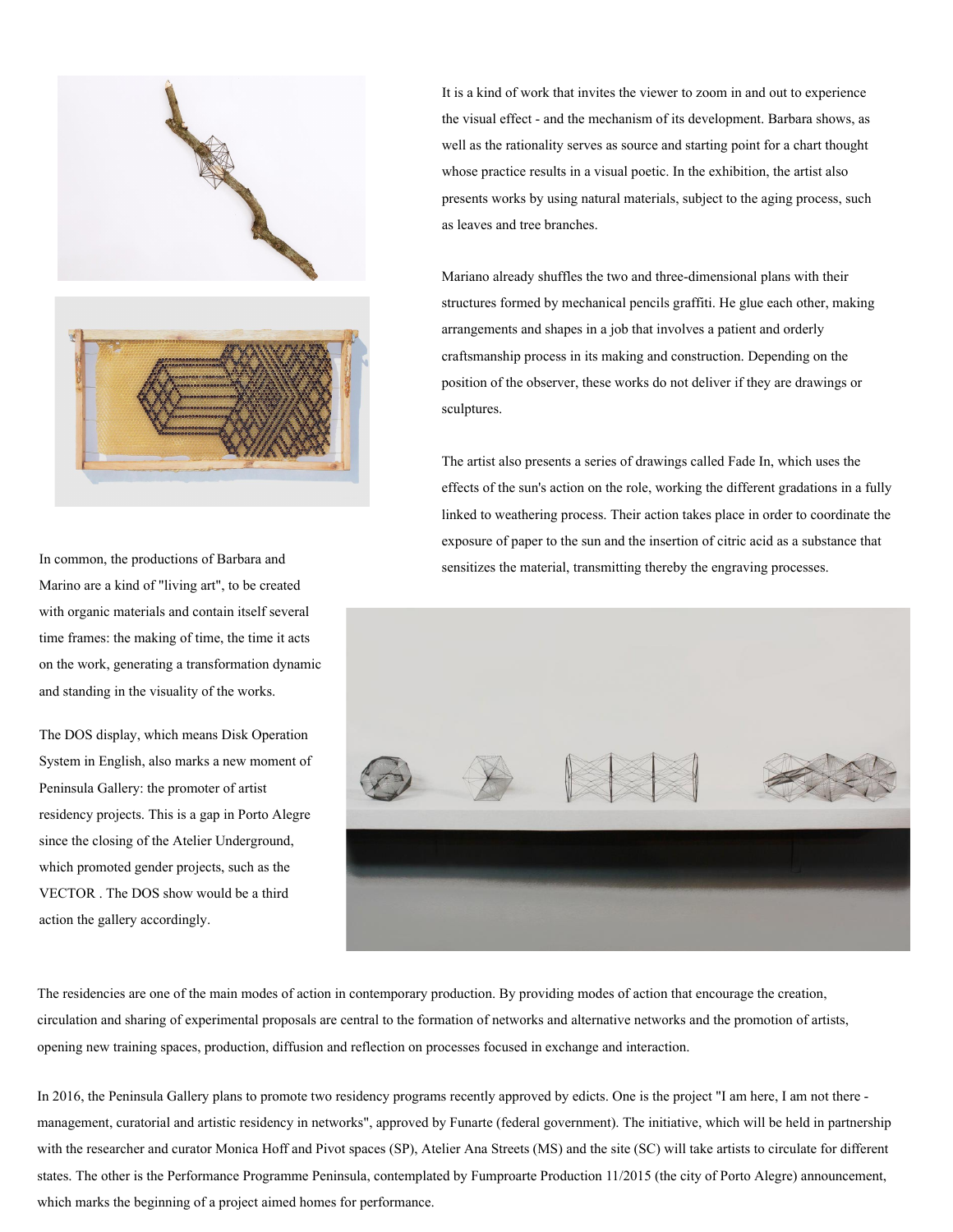It is a kind of work that invites the viewer to zoom in and out to experience the visual effect - and the mechanism of its development. Barbara shows, as well as the rationality serves as source and starting point for a chart thought whose practice results in a visual poetic. In the exhibition, the artist also presents works by using natural materials, subject to the aging process, such as leaves and tree branches.

Mariano already shuffles the two and three-dimensional plans with their structures formed by mechanical pencils graffiti. He glue each other, making arrangements and shapes in a job that involves a patient and orderly craftsmanship process in its making and construction. Depending on the position of the observer, these works do not deliver if they are drawings or sculptures.

The artist also presents a series of drawings called Fade In, which uses the effects of the sun's action on the role, working the different gradations in a fully linked to weathering process. Their action takes place in order to coordinate the exposure of paper to the sun and the insertion of citric acid as a substance that sensitizes the material, transmitting thereby the engraving processes.

In common, the productions of Barbara and Marino are a kind of "living art", to be created with organic materials and contain itself several time frames: the making of time, the time it acts on the work, generating a transformation dynamic and standing in the visuality of the works.

The DOS display, which means Disk Operation System in English, also marks a new moment of Peninsula Gallery: the promoter of artist residency projects. This is a gap in Porto Alegre since the closing of the Atelier Underground, which promoted gender projects, such as the VECTOR . The DOS show would be a third action the gallery accordingly.

The residencies are one of the main modes of action in contemporary production. By providing modes of action that encourage the creation, circulation and sharing of experimental proposals are central to the formation of networks and alternative networks and the promotion of artists, opening new training spaces, production, diffusion and reflection on processes focused in exchange and interaction.

In 2016, the Peninsula Gallery plans to promote two residency programs recently approved by edicts. One is the project "I am here, I am not there - management, curatorial and artistic residency in networks", approved by Funarte (federal government). The initiative, which will be held in partnership with the researcher and curator Monica Hoff and Pivot spaces (SP), Atelier Ana Streets (MS) and the site (SC) will take artists to circulate for different states. The other is the Performance Programme Peninsula, contemplated by Fumproarte Production 11/2015 (the city of Porto Alegre) announcement, which marks the beginning of a project aimed homes for performance.